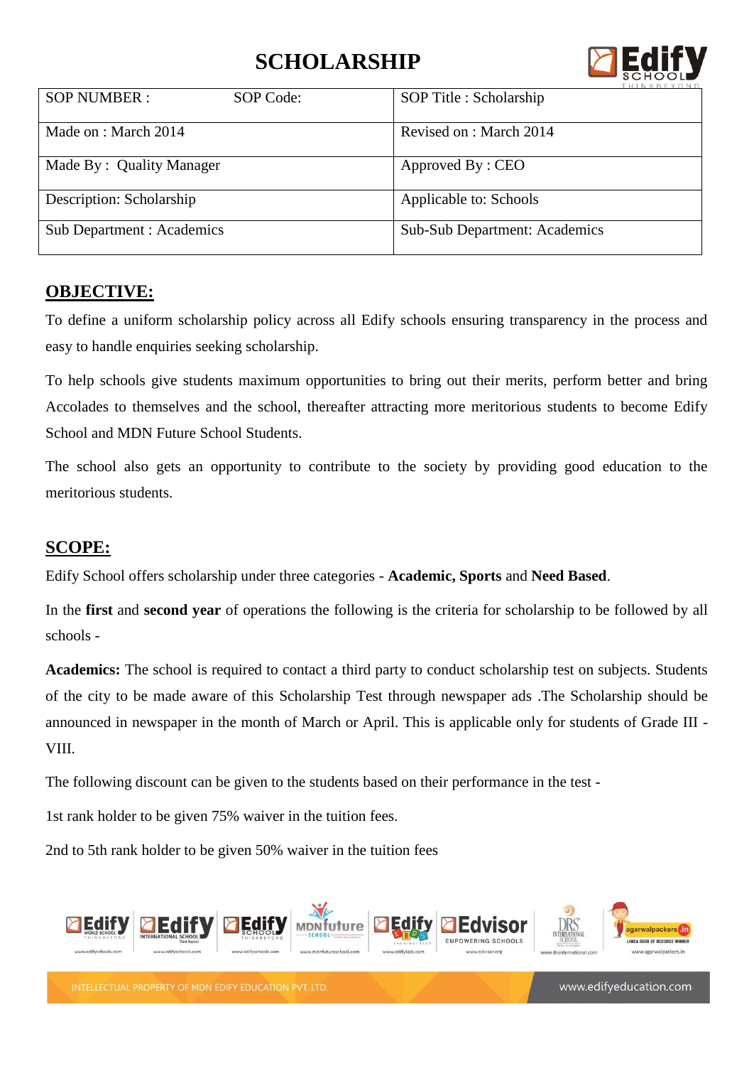# SCHOLARSHIP

| SOP NUMBER : SOP Code: | SOP Title : Scholarship |
|---|---|
| Made on : March 2014 | Revised on : March 2014 |
| Made By : Quality Manager | Approved By : CEO |
| Description: Scholarship | Applicable to: Schools |
| Sub Department : Academics | Sub-Sub Department: Academics |

## OBJECTIVE:

To define a uniform scholarship policy across all Edify schools ensuring transparency in the process and easy to handle enquiries seeking scholarship.

To help schools give students maximum opportunities to bring out their merits, perform better and bring Accolades to themselves and the school, thereafter attracting more meritorious students to become Edify School and MDN Future School Students.

The school also gets an opportunity to contribute to the society by providing good education to the meritorious students.

## SCOPE:

Edify School offers scholarship under three categories - **Academic, Sports** and **Need Based**.

In the **first** and **second year** of operations the following is the criteria for scholarship to be followed by all schools -

**Academics:** The school is required to contact a third party to conduct scholarship test on subjects. Students of the city to be made aware of this Scholarship Test through newspaper ads .The Scholarship should be announced in newspaper in the month of March or April. This is applicable only for students of Grade III - VIII.

The following discount can be given to the students based on their performance in the test -

1st rank holder to be given 75% waiver in the tuition fees.

2nd to 5th rank holder to be given 50% waiver in the tuition fees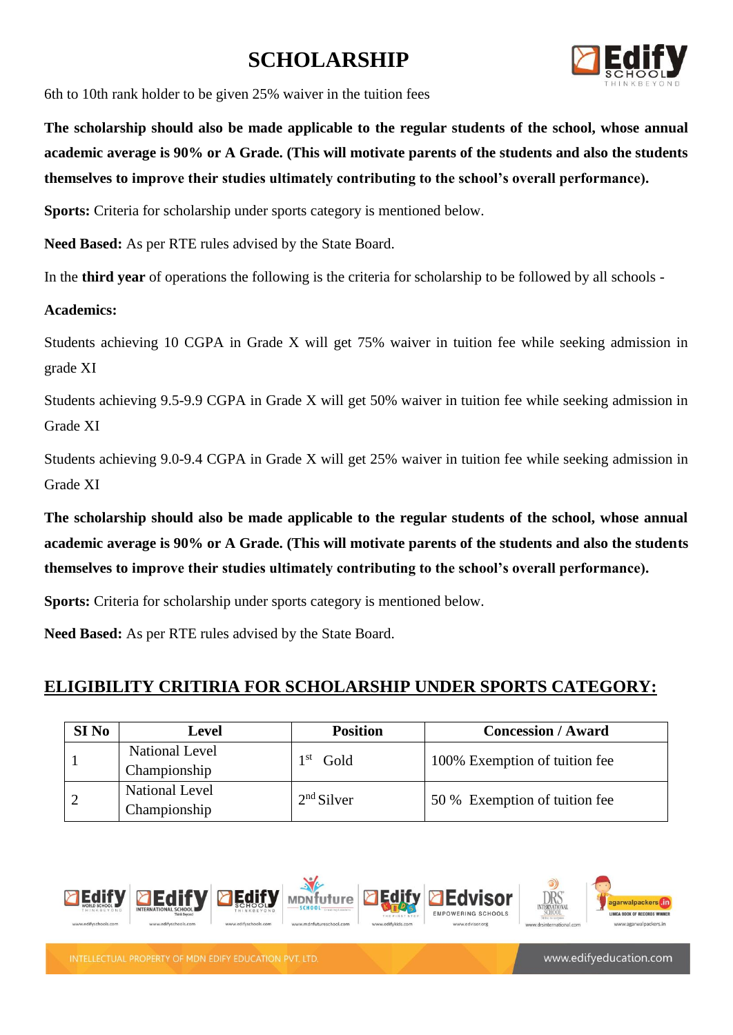# SCHOLARSHIP

6th to 10th rank holder to be given 25% waiver in the tuition fees

**The scholarship should also be made applicable to the regular students of the school, whose annual academic average is 90% or A Grade. (This will motivate parents of the students and also the students themselves to improve their studies ultimately contributing to the school's overall performance).**

**Sports:** Criteria for scholarship under sports category is mentioned below.

**Need Based:** As per RTE rules advised by the State Board.

In the **third year** of operations the following is the criteria for scholarship to be followed by all schools -

**Academics:**

Students achieving 10 CGPA in Grade X will get 75% waiver in tuition fee while seeking admission in grade XI

Students achieving 9.5-9.9 CGPA in Grade X will get 50% waiver in tuition fee while seeking admission in Grade XI

Students achieving 9.0-9.4 CGPA in Grade X will get 25% waiver in tuition fee while seeking admission in Grade XI

**The scholarship should also be made applicable to the regular students of the school, whose annual academic average is 90% or A Grade. (This will motivate parents of the students and also the students themselves to improve their studies ultimately contributing to the school's overall performance).**

**Sports:** Criteria for scholarship under sports category is mentioned below.

**Need Based:** As per RTE rules advised by the State Board.

## ELIGIBILITY CRITIRIA FOR SCHOLARSHIP UNDER SPORTS CATEGORY:

| SI No | Level | Position | Concession / Award |
|---|---|---|---|
| 1 | National Level Championship | 1st Gold | 100% Exemption of tuition fee |
| 2 | National Level Championship | 2nd Silver | 50 % Exemption of tuition fee |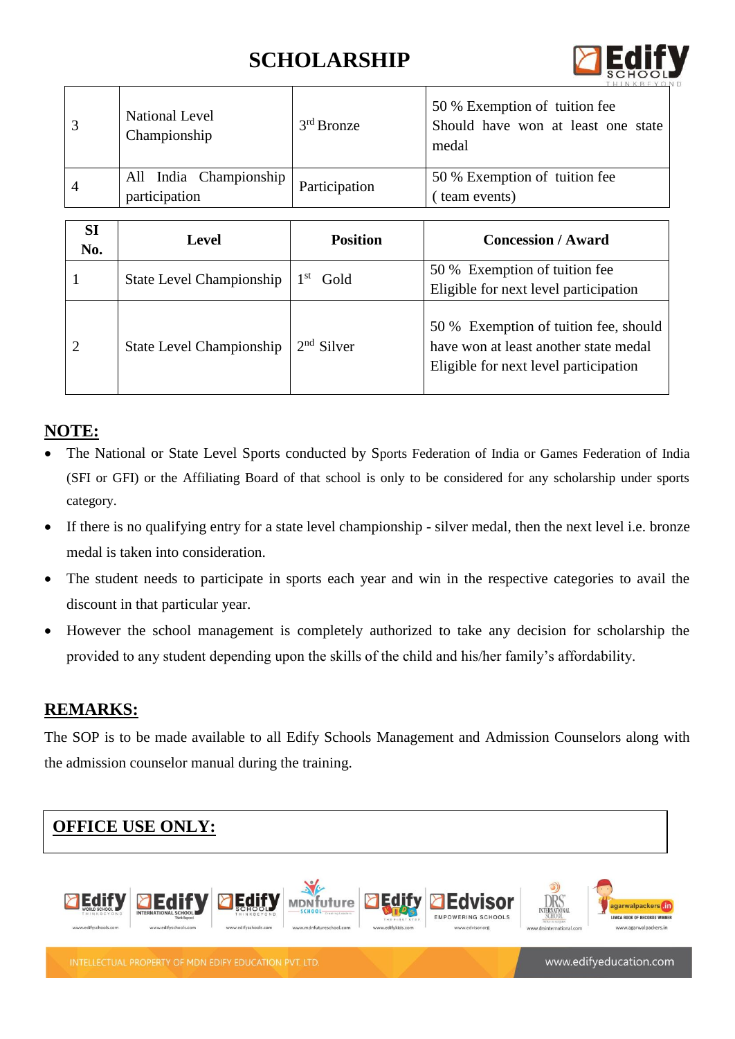# SCHOLARSHIP

| | | | |
|---|---|---|---|
| 3 | National Level Championship | 3rd Bronze | 50 % Exemption of tuition fee Should have won at least one state medal |
| 4 | All India Championship participation | Participation | 50 % Exemption of tuition fee ( team events) |

| SI No. | Level | Position | Concession / Award |
|---|---|---|---|
| 1 | State Level Championship | 1st Gold | 50 % Exemption of tuition fee Eligible for next level participation |
| 2 | State Level Championship | 2nd Silver | 50 % Exemption of tuition fee, should have won at least another state medal Eligible for next level participation |

## NOTE:

- The National or State Level Sports conducted by Sports Federation of India or Games Federation of India (SFI or GFI) or the Affiliating Board of that school is only to be considered for any scholarship under sports category.
- If there is no qualifying entry for a state level championship - silver medal, then the next level i.e. bronze medal is taken into consideration.
- The student needs to participate in sports each year and win in the respective categories to avail the discount in that particular year.
- However the school management is completely authorized to take any decision for scholarship the provided to any student depending upon the skills of the child and his/her family's affordability.

## REMARKS:

The SOP is to be made available to all Edify Schools Management and Admission Counselors along with the admission counselor manual during the training.

## OFFICE USE ONLY:

INTELLECTUAL PROPERTY OF MDN EDIFY EDUCATION PVT. LTD.

www.edifyeducation.com